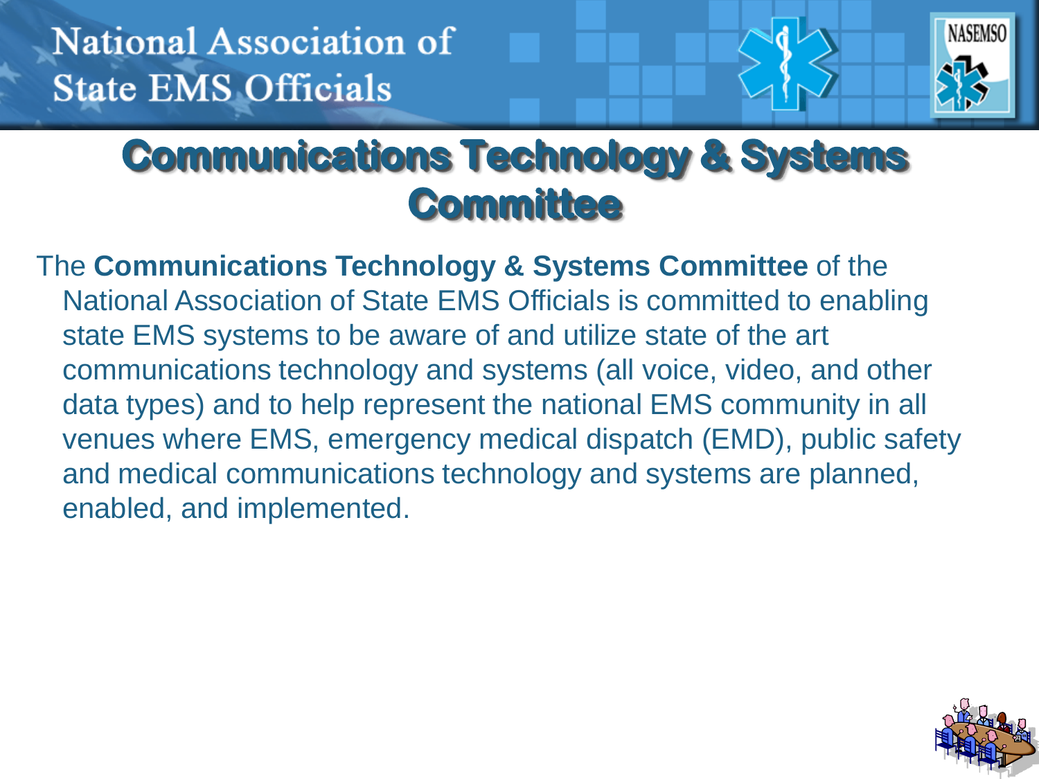National Association of State EMS Officials

# Communications Technology & Systems Committee

The **Communications Technology & Systems Committee** of the National Association of State EMS Officials is committed to enabling state EMS systems to be aware of and utilize state of the art communications technology and systems (all voice, video, and other data types) and to help represent the national EMS community in all venues where EMS, emergency medical dispatch (EMD), public safety and medical communications technology and systems are planned, enabled, and implemented.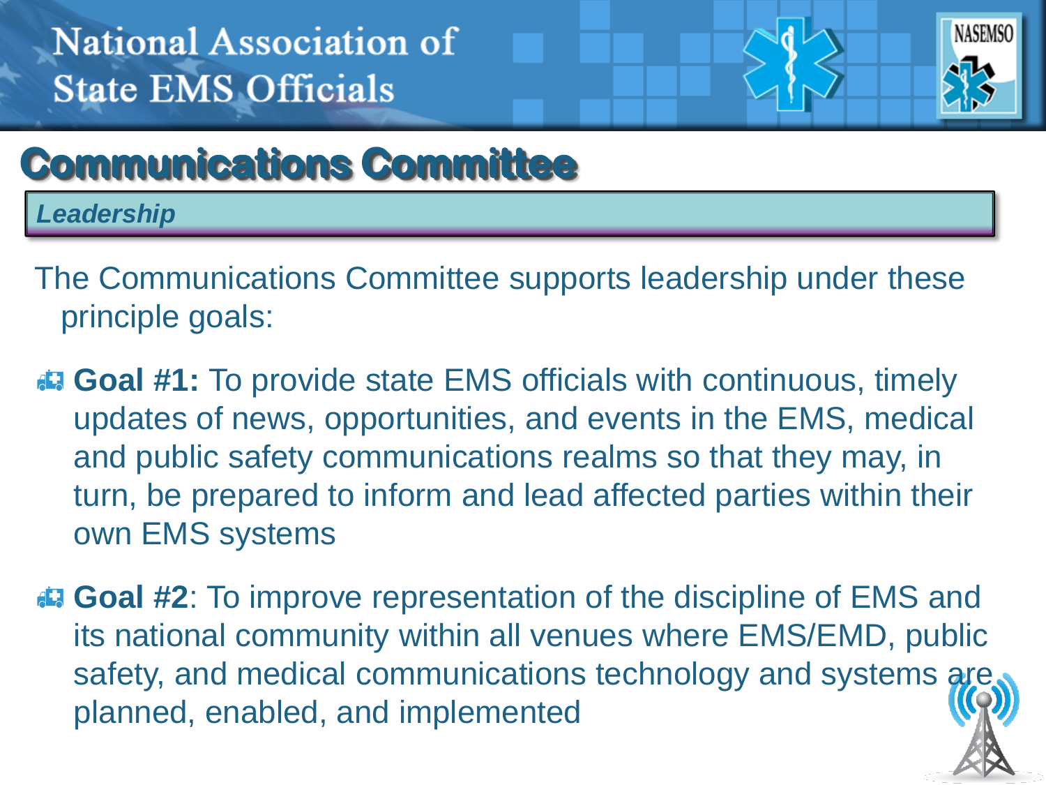# Communications Committee

## *Leadership*

The Communications Committee supports leadership under these principle goals:

- **Goal #1:** To provide state EMS officials with continuous, timely updates of news, opportunities, and events in the EMS, medical and public safety communications realms so that they may, in turn, be prepared to inform and lead affected parties within their own EMS systems
- **Goal #2**: To improve representation of the discipline of EMS and its national community within all venues where EMS/EMD, public safety, and medical communications technology and systems are planned, enabled, and implemented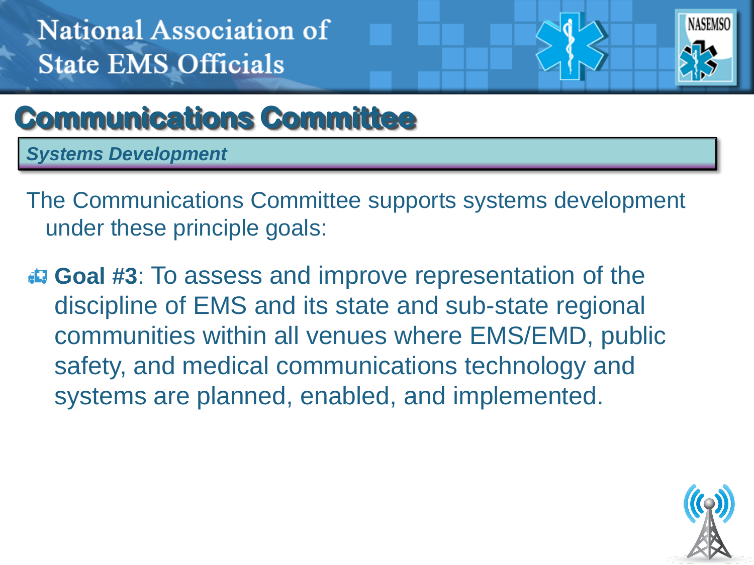# Communications Committee

*Systems Development*

The Communications Committee supports systems development under these principle goals:

- **Goal #3**: To assess and improve representation of the discipline of EMS and its state and sub-state regional communities within all venues where EMS/EMD, public safety, and medical communications technology and systems are planned, enabled, and implemented.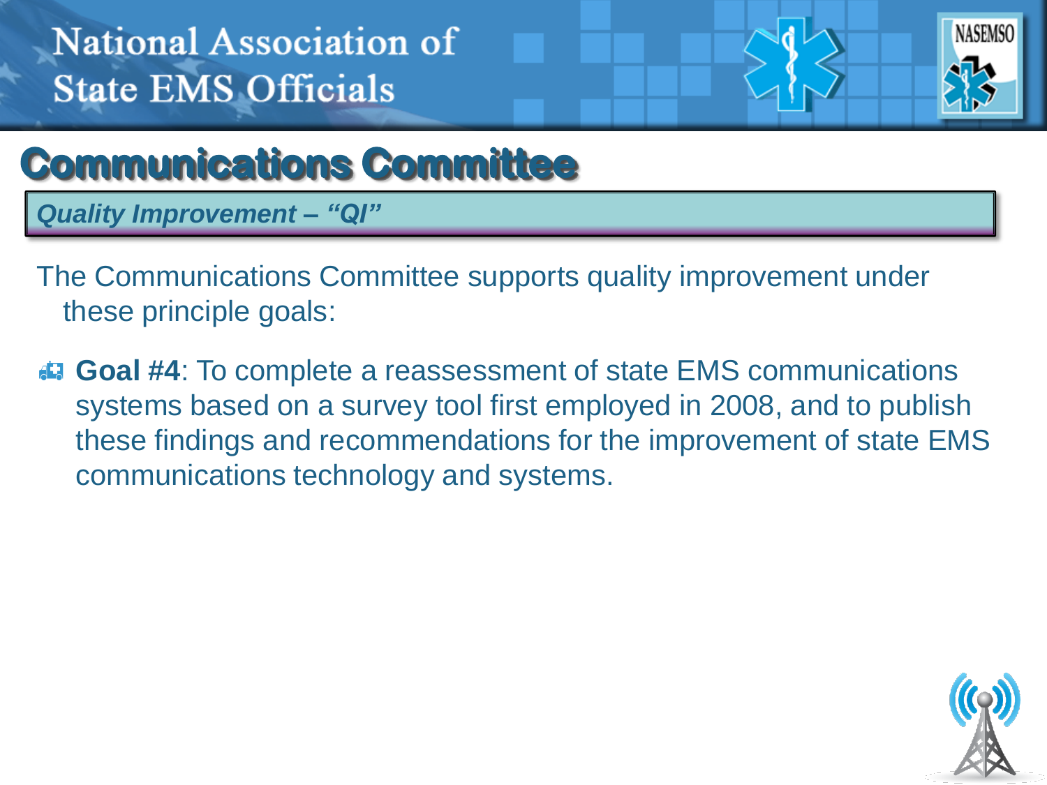National Association of State EMS Officials

# Communications Committee

## *Quality Improvement – "QI"*

The Communications Committee supports quality improvement under these principle goals:

- **Goal #4**: To complete a reassessment of state EMS communications systems based on a survey tool first employed in 2008, and to publish these findings and recommendations for the improvement of state EMS communications technology and systems.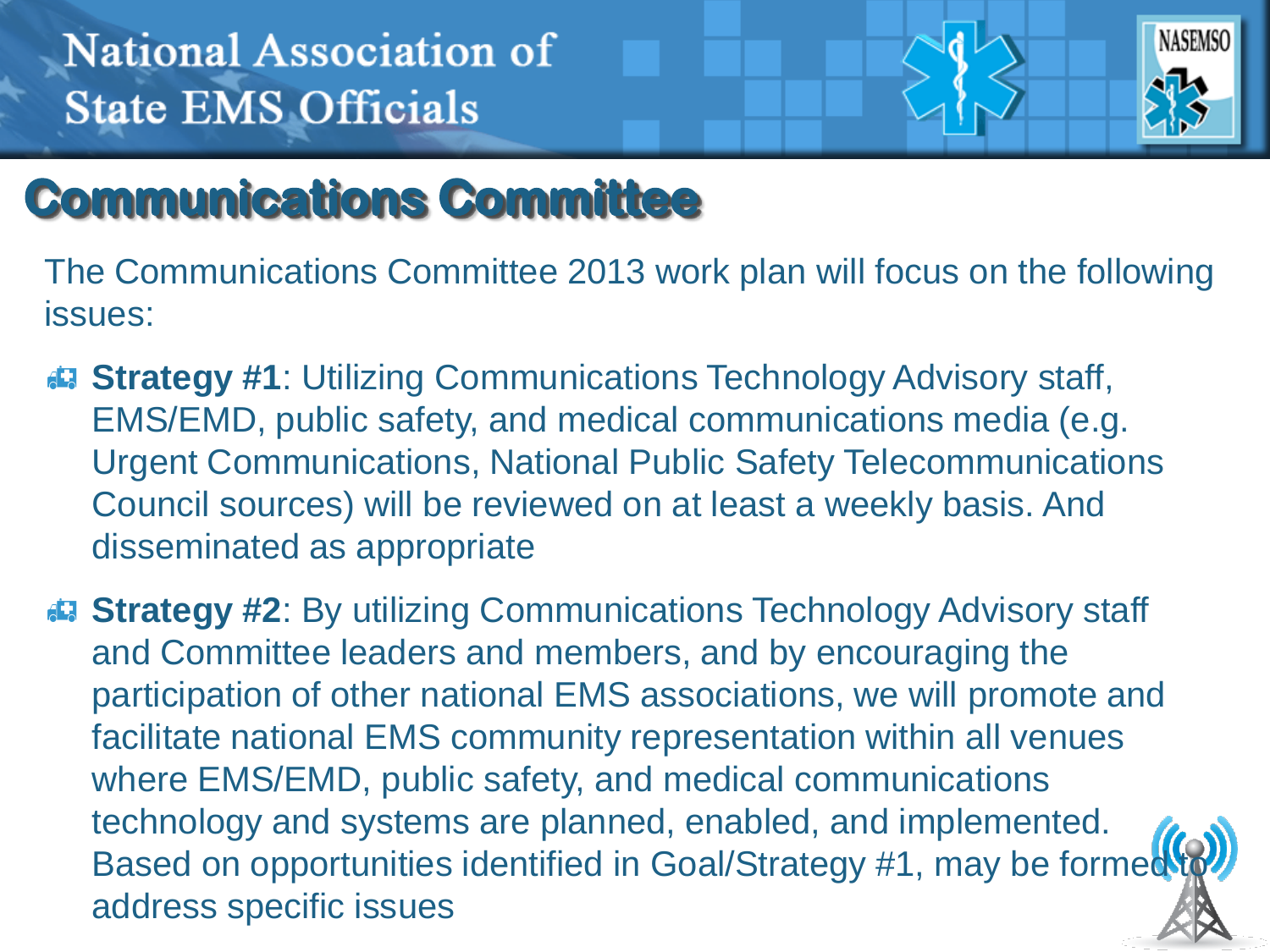National Association of State EMS Officials

# Communications Committee

The Communications Committee 2013 work plan will focus on the following issues:

- **Strategy #1**: Utilizing Communications Technology Advisory staff, EMS/EMD, public safety, and medical communications media (e.g. Urgent Communications, National Public Safety Telecommunications Council sources) will be reviewed on at least a weekly basis. And disseminated as appropriate
- **Strategy #2**: By utilizing Communications Technology Advisory staff and Committee leaders and members, and by encouraging the participation of other national EMS associations, we will promote and facilitate national EMS community representation within all venues where EMS/EMD, public safety, and medical communications technology and systems are planned, enabled, and implemented. Based on opportunities identified in Goal/Strategy #1, may be formed to address specific issues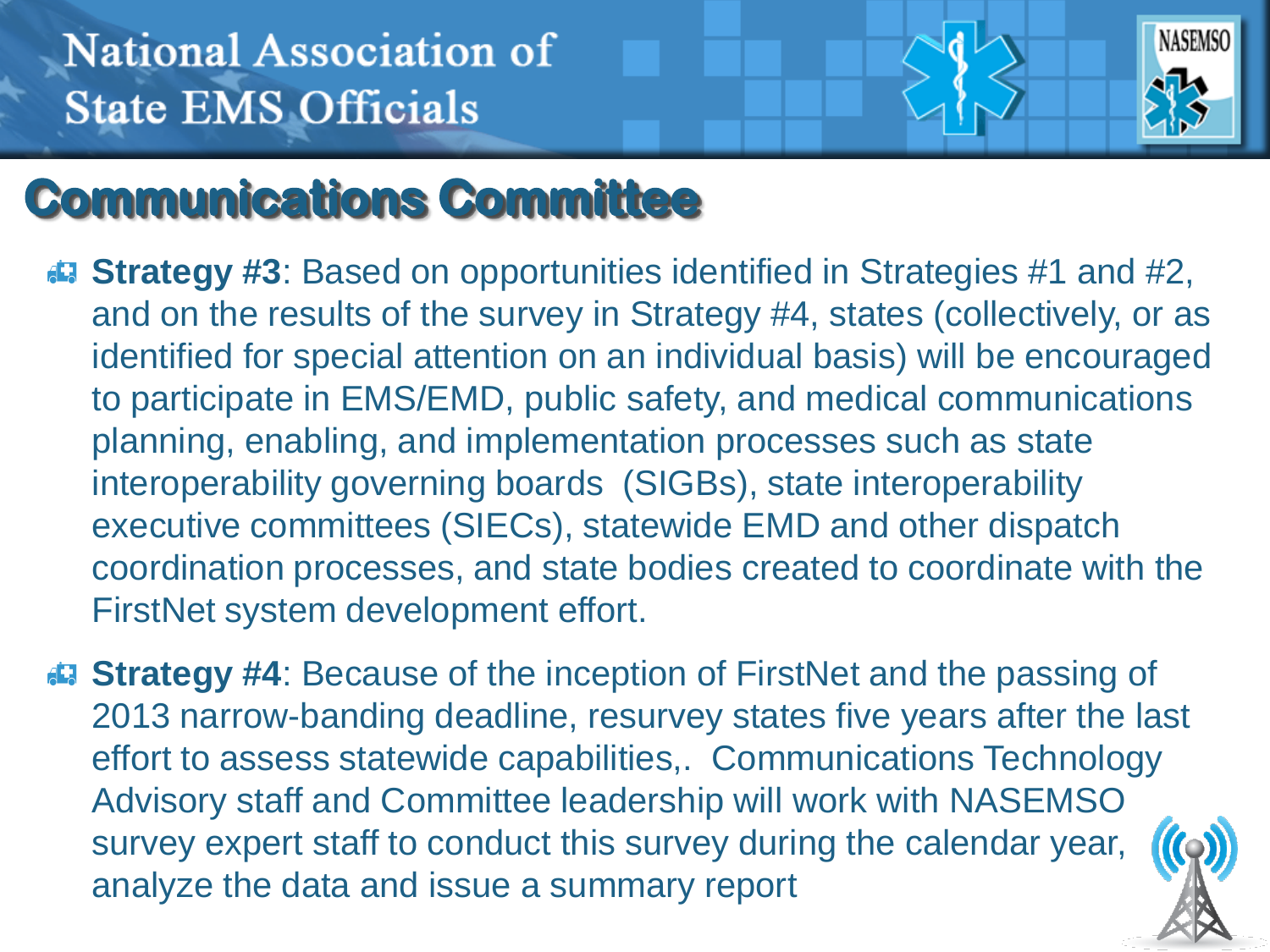# Communications Committee

- **Strategy #3**: Based on opportunities identified in Strategies #1 and #2, and on the results of the survey in Strategy #4, states (collectively, or as identified for special attention on an individual basis) will be encouraged to participate in EMS/EMD, public safety, and medical communications planning, enabling, and implementation processes such as state interoperability governing boards (SIGBs), state interoperability executive committees (SIECs), statewide EMD and other dispatch coordination processes, and state bodies created to coordinate with the FirstNet system development effort.
- **Strategy #4**: Because of the inception of FirstNet and the passing of 2013 narrow-banding deadline, resurvey states five years after the last effort to assess statewide capabilities,. Communications Technology Advisory staff and Committee leadership will work with NASEMSO survey expert staff to conduct this survey during the calendar year, analyze the data and issue a summary report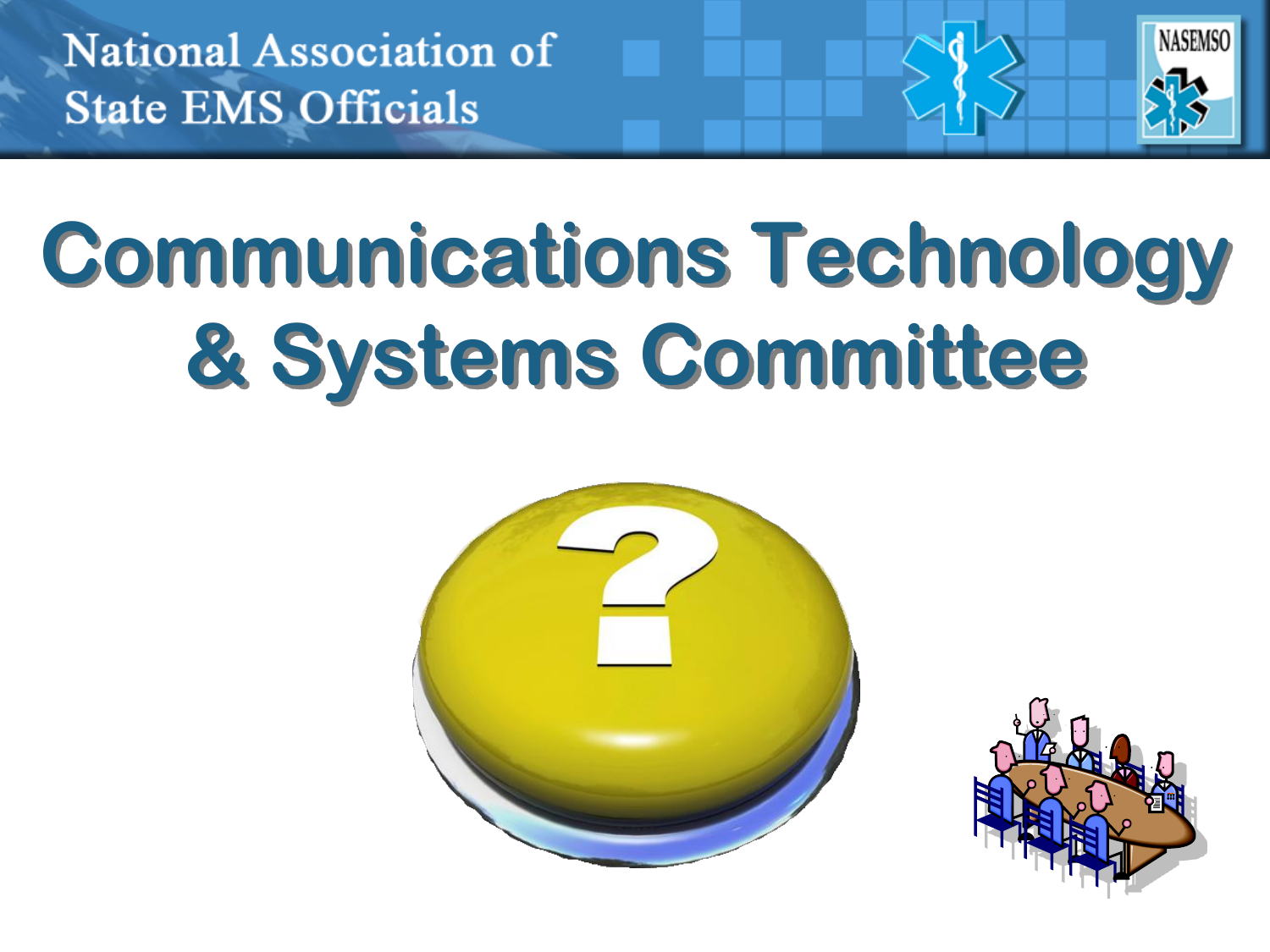# Communications Technology & Systems Committee